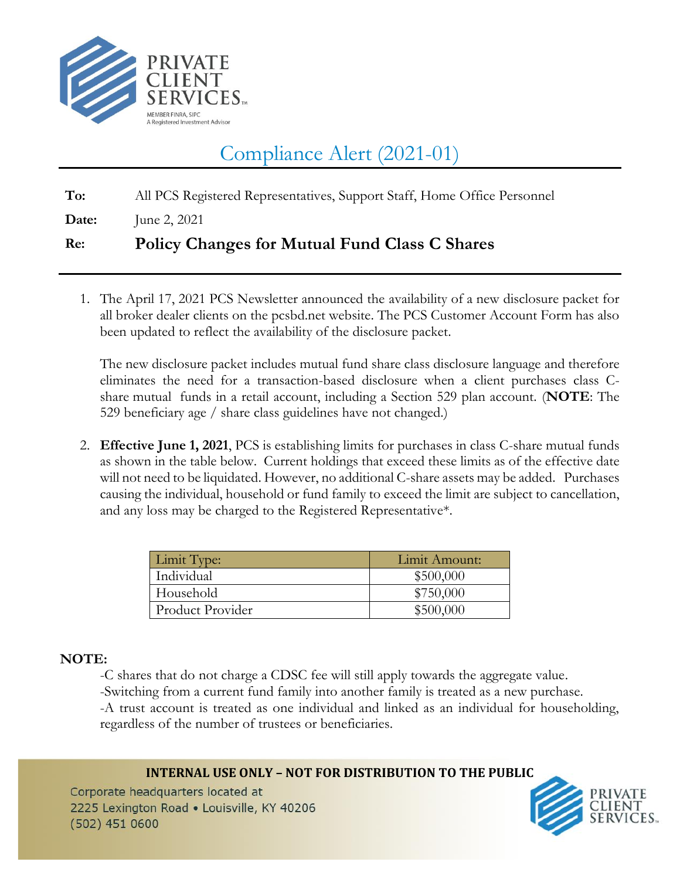PRIVATE CLIENT SERVICES™

MEMBER FINRA, SIPC
A Registered Investment Advisor

# Compliance Alert (2021-01)

**To:** All PCS Registered Representatives, Support Staff, Home Office Personnel

**Date:** June 2, 2021

**Re:** **Policy Changes for Mutual Fund Class C Shares**

1. The April 17, 2021 PCS Newsletter announced the availability of a new disclosure packet for all broker dealer clients on the pcsbd.net website. The PCS Customer Account Form has also been updated to reflect the availability of the disclosure packet.

   The new disclosure packet includes mutual fund share class disclosure language and therefore eliminates the need for a transaction-based disclosure when a client purchases class C-share mutual funds in a retail account, including a Section 529 plan account. (**NOTE**: The 529 beneficiary age / share class guidelines have not changed.)

2. **Effective June 1, 2021**, PCS is establishing limits for purchases in class C-share mutual funds as shown in the table below. Current holdings that exceed these limits as of the effective date will not need to be liquidated. However, no additional C-share assets may be added. Purchases causing the individual, household or fund family to exceed the limit are subject to cancellation, and any loss may be charged to the Registered Representative*.

| Limit Type: | Limit Amount: |
|---|---|
| Individual | $500,000 |
| Household | $750,000 |
| Product Provider | $500,000 |

**NOTE:**

-C shares that do not charge a CDSC fee will still apply towards the aggregate value.
-Switching from a current fund family into another family is treated as a new purchase.
-A trust account is treated as one individual and linked as an individual for householding, regardless of the number of trustees or beneficiaries.

**INTERNAL USE ONLY – NOT FOR DISTRIBUTION TO THE PUBLIC**

Corporate headquarters located at
2225 Lexington Road • Louisville, KY 40206
(502) 451 0600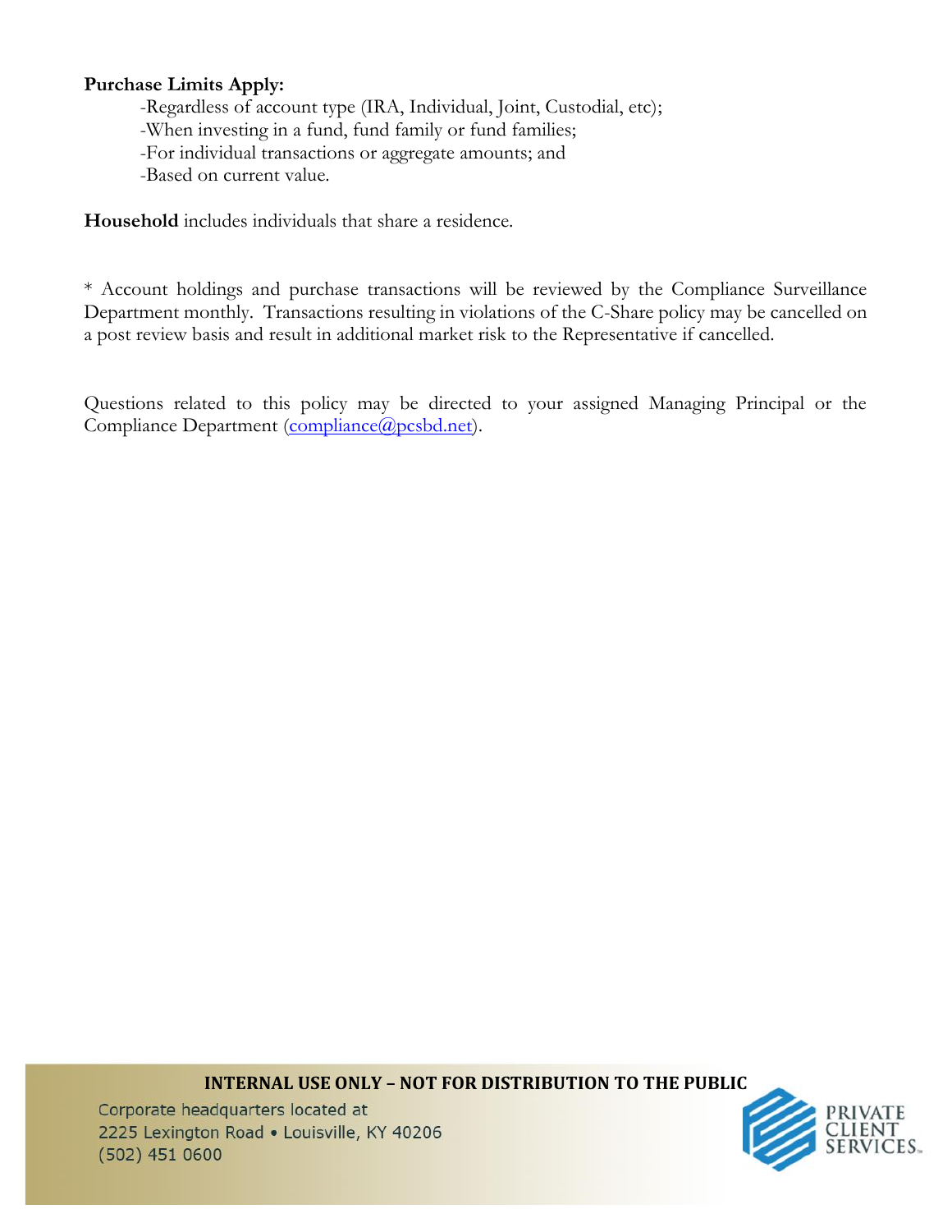**Purchase Limits Apply:**

-Regardless of account type (IRA, Individual, Joint, Custodial, etc);
-When investing in a fund, fund family or fund families;
-For individual transactions or aggregate amounts; and
-Based on current value.

**Household** includes individuals that share a residence.

* Account holdings and purchase transactions will be reviewed by the Compliance Surveillance Department monthly. Transactions resulting in violations of the C-Share policy may be cancelled on a post review basis and result in additional market risk to the Representative if cancelled.

Questions related to this policy may be directed to your assigned Managing Principal or the Compliance Department (compliance@pcsbd.net).

**INTERNAL USE ONLY – NOT FOR DISTRIBUTION TO THE PUBLIC**

Corporate headquarters located at
2225 Lexington Road • Louisville, KY 40206
(502) 451 0600

PRIVATE CLIENT SERVICES